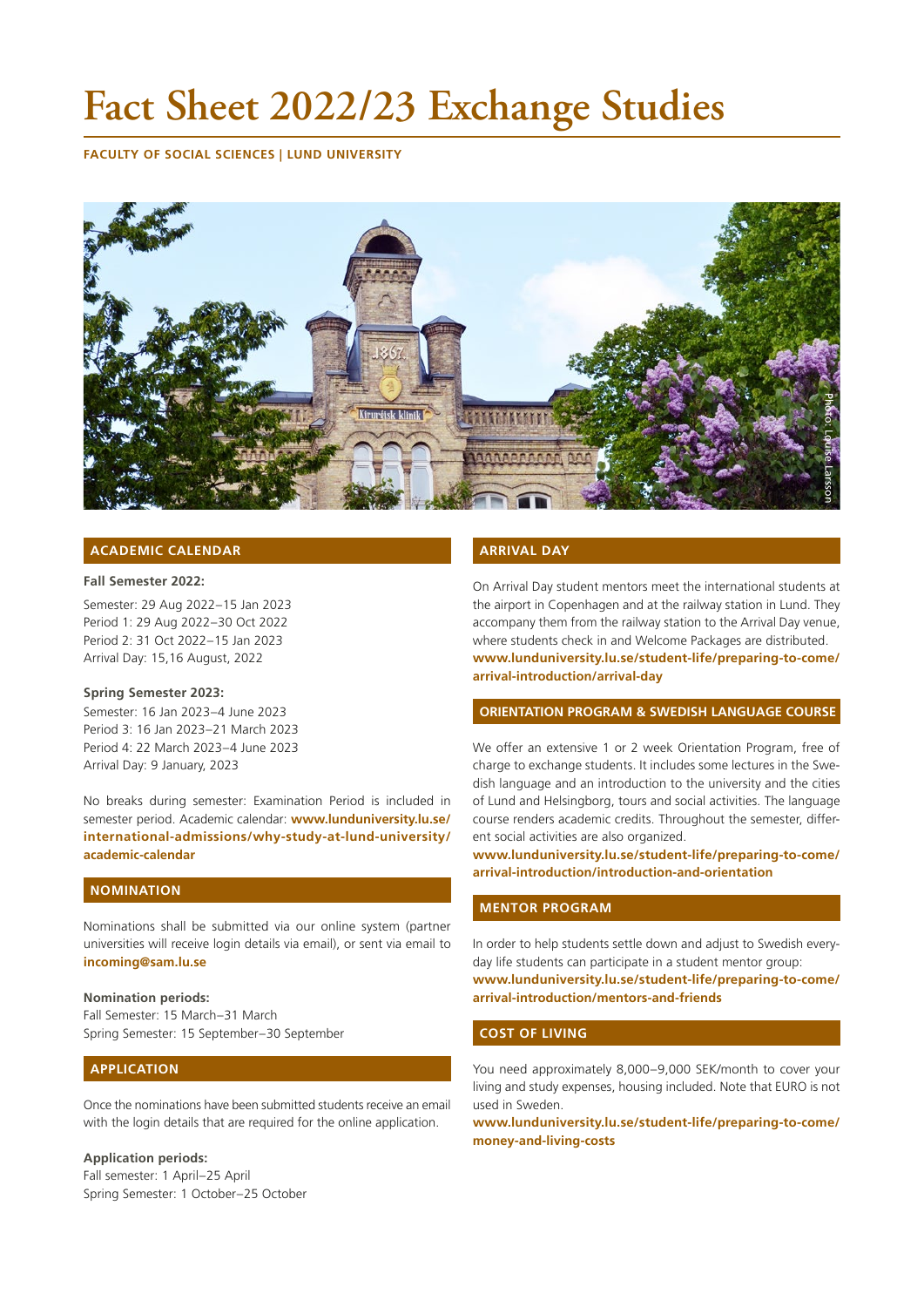# Fact Sheet 2022/23 Exchange Studies

**FACULTY OF SOCIAL SCIENCES | LUND UNIVERSITY**

## ACADEMIC CALENDAR

**Fall Semester 2022:**

Semester: 29 Aug 2022–15 Jan 2023
Period 1: 29 Aug 2022–30 Oct 2022
Period 2: 31 Oct 2022–15 Jan 2023
Arrival Day: 15,16 August, 2022

**Spring Semester 2023:**
Semester: 16 Jan 2023–4 June 2023
Period 3: 16 Jan 2023–21 March 2023
Period 4: 22 March 2023–4 June 2023
Arrival Day: 9 January, 2023

No breaks during semester: Examination Period is included in semester period. Academic calendar: **www.lunduniversity.lu.se/international-admissions/why-study-at-lund-university/academic-calendar**

## NOMINATION

Nominations shall be submitted via our online system (partner universities will receive login details via email), or sent via email to **incoming@sam.lu.se**

**Nomination periods:**
Fall Semester: 15 March–31 March
Spring Semester: 15 September–30 September

## APPLICATION

Once the nominations have been submitted students receive an email with the login details that are required for the online application.

**Application periods:**
Fall semester: 1 April–25 April
Spring Semester: 1 October–25 October

## ARRIVAL DAY

On Arrival Day student mentors meet the international students at the airport in Copenhagen and at the railway station in Lund. They accompany them from the railway station to the Arrival Day venue, where students check in and Welcome Packages are distributed.
**www.lunduniversity.lu.se/student-life/preparing-to-come/arrival-introduction/arrival-day**

## ORIENTATION PROGRAM & SWEDISH LANGUAGE COURSE

We offer an extensive 1 or 2 week Orientation Program, free of charge to exchange students. It includes some lectures in the Swedish language and an introduction to the university and the cities of Lund and Helsingborg, tours and social activities. The language course renders academic credits. Throughout the semester, different social activities are also organized.
**www.lunduniversity.lu.se/student-life/preparing-to-come/arrival-introduction/introduction-and-orientation**

## MENTOR PROGRAM

In order to help students settle down and adjust to Swedish everyday life students can participate in a student mentor group:
**www.lunduniversity.lu.se/student-life/preparing-to-come/arrival-introduction/mentors-and-friends**

## COST OF LIVING

You need approximately 8,000–9,000 SEK/month to cover your living and study expenses, housing included. Note that EURO is not used in Sweden.
**www.lunduniversity.lu.se/student-life/preparing-to-come/money-and-living-costs**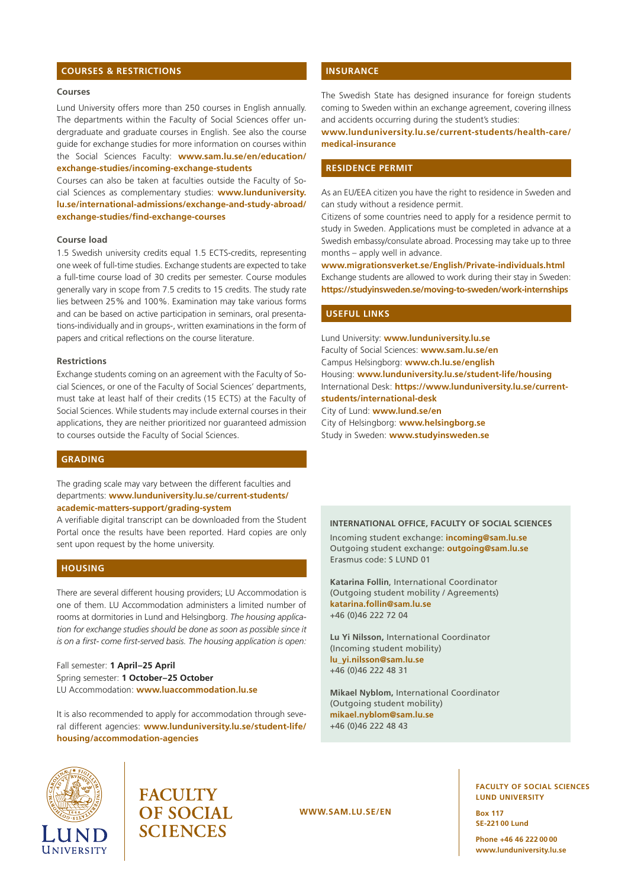## COURSES & RESTRICTIONS

### Courses

Lund University offers more than 250 courses in English annually. The departments within the Faculty of Social Sciences offer undergraduate and graduate courses in English. See also the course guide for exchange studies for more information on courses within the Social Sciences Faculty: **www.sam.lu.se/en/education/exchange-studies/incoming-exchange-students**

Courses can also be taken at faculties outside the Faculty of Social Sciences as complementary studies: **www.lunduniversity.lu.se/international-admissions/exchange-and-study-abroad/exchange-studies/find-exchange-courses**

### Course load

1.5 Swedish university credits equal 1.5 ECTS-credits, representing one week of full-time studies. Exchange students are expected to take a full-time course load of 30 credits per semester. Course modules generally vary in scope from 7.5 credits to 15 credits. The study rate lies between 25% and 100%. Examination may take various forms and can be based on active participation in seminars, oral presentations-individually and in groups-, written examinations in the form of papers and critical reflections on the course literature.

### Restrictions

Exchange students coming on an agreement with the Faculty of Social Sciences, or one of the Faculty of Social Sciences' departments, must take at least half of their credits (15 ECTS) at the Faculty of Social Sciences. While students may include external courses in their applications, they are neither prioritized nor guaranteed admission to courses outside the Faculty of Social Sciences.

## GRADING

The grading scale may vary between the different faculties and departments: **www.lunduniversity.lu.se/current-students/academic-matters-support/grading-system**

A verifiable digital transcript can be downloaded from the Student Portal once the results have been reported. Hard copies are only sent upon request by the home university.

## HOUSING

There are several different housing providers; LU Accommodation is one of them. LU Accommodation administers a limited number of rooms at dormitories in Lund and Helsingborg. *The housing application for exchange studies should be done as soon as possible since it is on a first- come first-served basis. The housing application is open:*

Fall semester: **1 April–25 April**
Spring semester: **1 October–25 October**
LU Accommodation: **www.luaccommodation.lu.se**

It is also recommended to apply for accommodation through several different agencies: **www.lunduniversity.lu.se/student-life/housing/accommodation-agencies**

## INSURANCE

The Swedish State has designed insurance for foreign students coming to Sweden within an exchange agreement, covering illness and accidents occurring during the student's studies: **www.lunduniversity.lu.se/current-students/health-care/medical-insurance**

## RESIDENCE PERMIT

As an EU/EEA citizen you have the right to residence in Sweden and can study without a residence permit.

Citizens of some countries need to apply for a residence permit to study in Sweden. Applications must be completed in advance at a Swedish embassy/consulate abroad. Processing may take up to three months – apply well in advance.

**www.migrationsverket.se/English/Private-individuals.html**

Exchange students are allowed to work during their stay in Sweden: **https://studyinsweden.se/moving-to-sweden/work-internships**

## USEFUL LINKS

Lund University: **www.lunduniversity.lu.se**
Faculty of Social Sciences: **www.sam.lu.se/en**
Campus Helsingborg: **www.ch.lu.se/english**
Housing: **www.lunduniversity.lu.se/student-life/housing**
International Desk: **https://www.lunduniversity.lu.se/current-students/international-desk**
City of Lund: **www.lund.se/en**
City of Helsingborg: **www.helsingborg.se**
Study in Sweden: **www.studyinsweden.se**

**INTERNATIONAL OFFICE, FACULTY OF SOCIAL SCIENCES**

Incoming student exchange: **incoming@sam.lu.se**
Outgoing student exchange: **outgoing@sam.lu.se**
Erasmus code: S LUND 01

**Katarina Follin**, International Coordinator
(Outgoing student mobility / Agreements)
**katarina.follin@sam.lu.se**
+46 (0)46 222 72 04

**Lu Yi Nilsson,** International Coordinator
(Incoming student mobility)
**lu_yi.nilsson@sam.lu.se**
+46 (0)46 222 48 31

**Mikael Nyblom,** International Coordinator
(Outgoing student mobility)
**mikael.nyblom@sam.lu.se**
+46 (0)46 222 48 43

LUND UNIVERSITY

**FACULTY OF SOCIAL SCIENCES**

**WWW.SAM.LU.SE/EN**

**FACULTY OF SOCIAL SCIENCES**
**LUND UNIVERSITY**

**Box 117**
**SE-221 00 Lund**

**Phone +46 46 222 00 00**
**www.lunduniversity.lu.se**